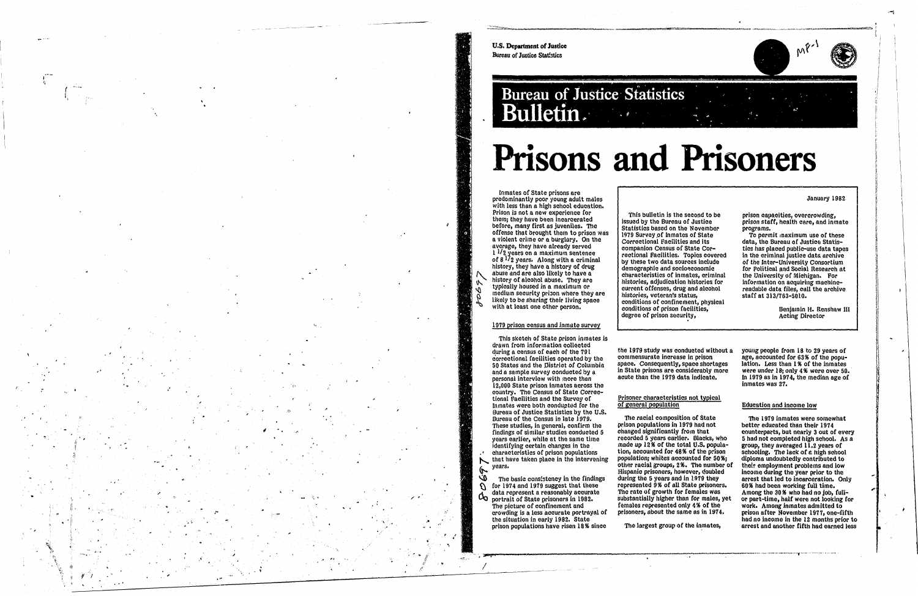U.S. Department of Justice
Bureau of Justice Statistics

# Bureau of Justice Statistics Bulletin

# Prisons and Prisoners

January 1982

Inmates of State prisons are predominantly poor young adult males with less than a high school education. Prison is not a new experience for them; they have been incarcerated before, many first as juveniles. The offense that brought them to prison was a violent crime or a burglary. On the average, they have already served 1 1/2 years on a maximum sentence of 8 1/2 years. Along with a criminal history, they have a history of drug abuse and are also likely to have a history of alcohol abuse. They are typically housed in a maximum or medium security prison where they are likely to be sharing their living space with at least one other person.

This bulletin is the second to be issued by the Bureau of Justice Statistics based on the November 1979 Survey of Inmates of State Correctional Facilities and its companion Census of State Correctional Facilities. Topics covered by these two data sources include demographic and socioeconomic characteristics of inmates, criminal histories, adjudication histories for current offenses, drug and alcohol histories, veteran's status, conditions of confinement, physical conditions of prison facilities, degree of prison security, prison capacities, overcrowding, prison staff, health care, and inmate programs.

To permit maximum use of these data, the Bureau of Justice Statistics has placed public-use data tapes in the criminal justice data archive of the Inter-University Consortium for Political and Social Research at the University of Michigan. For information on acquiring machine-readable data files, call the archive staff at 313/763-5010.

Benjamin H. Renshaw III
Acting Director

## 1979 prison census and inmate survey

This sketch of State prison inmates is drawn from information collected during a census of each of the 791 correctional facilities operated by the 50 States and the District of Columbia and a sample survey conducted by a personal interview with more than 12,000 State prison inmates across the country. The Census of State Correctional Facilities and the Survey of Inmates were both conducted for the Bureau of Justice Statistics by the U.S. Bureau of the Census in late 1979. These studies, in general, confirm the findings of similar studies conducted 5 years earlier, while at the same time identifying certain changes in the characteristics of prison populations that have taken place in the intervening years.

The basic consistency in the findings for 1974 and 1979 suggest that these data represent a reasonably accurate portrait of State prisoners in 1982. The picture of confinement and crowding is a less accurate portrayal of the situation in early 1982. State prison populations have risen 18% since the 1979 study was conducted without a commensurate increase in prison space. Consequently, space shortages in State prisons are considerably more acute than the 1979 data indicate.

## Prisoner characteristics not typical of general population

The racial composition of State prison populations in 1979 had not changed significantly from that recorded 5 years earlier. Blacks, who made up 12% of the total U.S. population, accounted for 48% of the prison population; whites accounted for 50%; other racial groups, 2%. The number of Hispanic prisoners, however, doubled during the 5 years and in 1979 they represented 9% of all State prisoners. The rate of growth for females was substantially higher than for males, yet females represented only 4% of the prisoners, about the same as in 1974.

The largest group of the inmates, young people from 18 to 29 years of age, accounted for 63% of the population. Less than 1% of the inmates were under 18; only 4% were over 50. In 1979 as in 1974, the median age of inmates was 27.

## Education and income low

The 1979 inmates were somewhat better educated than their 1974 counterparts, but nearly 3 out of every 5 had not completed high school. As a group, they averaged 11.2 years of schooling. The lack of a high school diploma undoubtedly contributed to their employment problems and low income during the year prior to the arrest that led to incarceration. Only 60% had been working full time. Among the 30% who had no job, full- or part-time, half were not looking for work. Among inmates admitted to prison after November 1977, one-fifth had no income in the 12 months prior to arrest and another fifth had earned less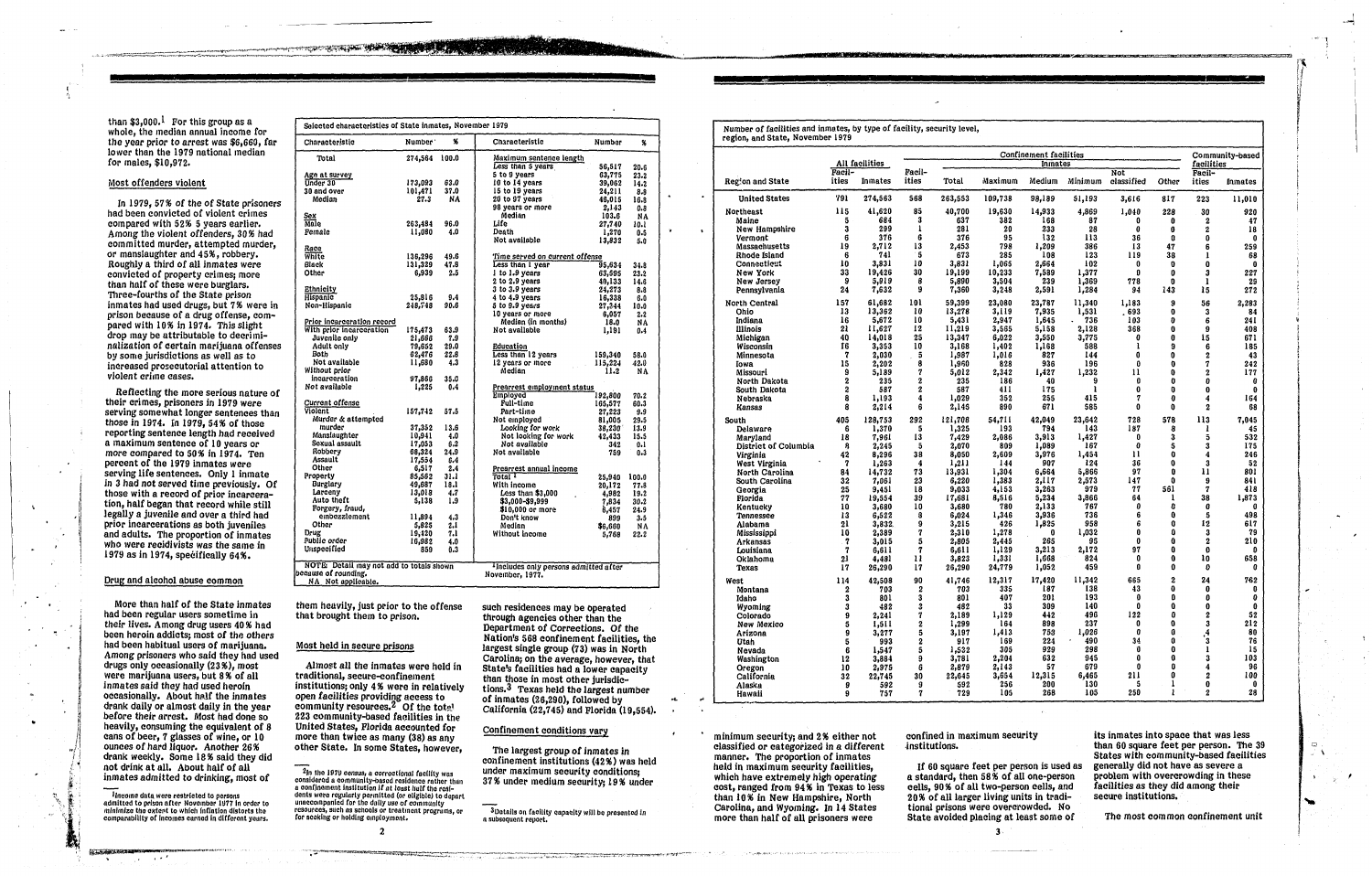than $3,000.[1] For this group as a whole, the median annual income for the year prior to arrest was $6,660, far lower than the 1979 national median for males, $10,972.

## Most offenders violent

In 1979, 57% of the of the State prisoners had been convicted of violent crimes compared with 52% 5 years earlier. Among the violent offenders, 30% had committed murder, attempted murder, or manslaughter and 45%, robbery. Roughly a third of all inmates were convicted of property crimes; more than half of these were burglars. Three-fourths of the State prison inmates had used drugs, but 7% were in prison because of a drug offense, compared with 10% in 1974. This slight drop may be attributable to decriminalization of certain marijuana offenses by some jurisdictions as well as to increased prosecutorial attention to violent crime cases.

Reflecting the more serious nature of their crimes, prisoners in 1979 were serving somewhat longer sentences than those in 1974. In 1979, 54% of those reporting sentence length had received a maximum sentence of 10 years or more compared to 50% in 1974. Ten percent of the 1979 inmates were serving life sentences. Only 1 inmate in 3 had not served time previously. Of those with a record of prior incarceration, half began that record while still legally a juvenile and over a third had prior incarcerations as both juveniles and adults. The proportion of inmates who were recidivists was the same in 1979 as in 1974, specifically 64%.

## Drug and alcohol abuse common

More than half of the State inmates had been regular users sometime in their lives. Among drug users 40% had been heroin addicts; most of the others had been habitual users of marijuana. Among prisoners who said they had used drugs only occasionally (23%), most were marijuana users, but 8% of all inmates said they had used heroin occasionally. About half the inmates drank daily or almost daily in the year before their arrest. Most had done so heavily, consuming the equivalent of 8 cans of beer, 7 glasses of wine, or 10 ounces of hard liquor. Another 26% drank weekly. Some 18% said they did not drink at all. About half of all inmates admitted to drinking, most of them heavily, just prior to the offense that brought them to prison.

[1] Income data were restricted to persons admitted to prison after November 1977 in order to minimize the extent to which inflation distorts the comparability of incomes earned in different years.

**Selected characteristics of State inmates, November 1979**

| Characteristic | Number | % |
|---|---|---|
| Total | 274,564 | 100.0 |
| *Age at survey* | | |
| Under 30 | 173,093 | 63.0 |
| 30 and over | 101,471 | 37.0 |
| Median | 27.3 | NA |
| *Sex* | | |
| Male | 263,484 | 96.0 |
| Female | 11,080 | 4.0 |
| *Race* | | |
| White | 136,296 | 49.6 |
| Black | 131,329 | 47.8 |
| Other | 6,939 | 2.5 |
| *Ethnicity* | | |
| Hispanic | 25,816 | 9.4 |
| Non-Hispanic | 248,748 | 90.6 |
| *Prior incarceration record* | | |
| With prior incarceration | 175,473 | 63.9 |
| Juvenile only | 21,666 | 7.9 |
| Adult only | 79,652 | 29.0 |
| Both | 62,476 | 22.8 |
| Not available | 11,680 | 4.3 |
| Without prior incarceration | 97,866 | 35.6 |
| Not available | 1,225 | 0.4 |
| *Current offense* | | |
| Violent | 157,742 | 57.5 |
| Murder & attempted murder | 37,352 | 13.6 |
| Manslaughter | 10,941 | 4.0 |
| Sexual assault | 17,053 | 6.2 |
| Robbery | 68,324 | 24.9 |
| Assault | 17,554 | 6.4 |
| Other | 6,517 | 2.4 |
| Property | 85,582 | 31.1 |
| Burglary | 49,687 | 18.1 |
| Larceny | 13,018 | 4.7 |
| Auto theft | 5,138 | 1.9 |
| Forgery, fraud, embezzlement | 11,894 | 4.3 |
| Other | 5,825 | 2.1 |
| Drug | 19,430 | 7.1 |
| Public order | 10,982 | 4.0 |
| Unspecified | 850 | 0.3 |

| Characteristic | Number | % |
|---|---|---|
| *Maximum sentence length* | | |
| Less than 5 years | 56,517 | 20.6 |
| 5 to 9 years | 63,775 | 23.2 |
| 10 to 14 years | 39,062 | 14.2 |
| 15 to 19 years | 24,211 | 8.8 |
| 20 to 97 years | 46,015 | 16.8 |
| 98 years or more | 2,143 | 0.8 |
| Median | 103.6 | NA |
| Life | 27,740 | 10.1 |
| Death | 1,270 | 0.5 |
| Not available | 13,832 | 5.0 |
| *Time served on current offense* | | |
| Less than 1 year | 95,634 | 34.8 |
| 1 to 1.9 years | 63,695 | 23.2 |
| 2 to 2.9 years | 40,133 | 14.6 |
| 3 to 3.9 years | 24,273 | 8.8 |
| 4 to 4.9 years | 16,338 | 6.0 |
| 5 to 9.9 years | 27,344 | 10.0 |
| 10 years or more | 6,057 | 2.2 |
| Median (in months) | 18.0 | NA |
| Not available | 1,191 | 0.4 |
| *Education* | | |
| Less than 12 years | 159,340 | 58.0 |
| 12 years or more | 115,224 | 42.0 |
| Median | 11.2 | NA |
| *Prearrest employment status* | | |
| Employed | 192,800 | 70.2 |
| Full-time | 165,577 | 60.3 |
| Part-time | 27,223 | 9.9 |
| Not employed | 81,005 | 29.5 |
| Looking for work | 38,230 | 13.9 |
| Not looking for work | 42,433 | 15.5 |
| Not available | 342 | 0.1 |
| Not available | 759 | 0.3 |
| *Prearrest annual income* | | |
| Total[1] | 25,940 | 100.0 |
| With income | 20,172 | 77.8 |
| Less than $3,000 | 4,982 | 19.2 |
| $3,000-$9,999 | 7,834 | 30.2 |
| $10,000 or more | 6,457 | 24.9 |
| Don't know | 899 | 3.5 |
| Median | $6,660 | NA |
| Without income | 5,768 | 22.2 |

NOTE: Detail may not add to totals shown because of rounding.
NA Not applicable.

[1] Includes only persons admitted after November, 1977.

## Most held in secure prisons

Almost all the inmates were held in traditional, secure-confinement institutions; only 4% were in relatively open facilities providing access to community resources.[2] Of the total 223 community-based facilities in the United States, Florida accounted for more than twice as many (38) as any other State. In some States, however, such residences may be operated through agencies other than the Department of Corrections. Of the Nation's 568 confinement facilities, the largest single group (73) was in North Carolina; on the average, however, that State's facilities had a lower capacity than those in most other jurisdictions.[3] Texas held the largest number of inmates (26,290), followed by California (22,745) and Florida (19,554).

[2] In the 1979 census, a correctional facility was considered a community-based residence rather than a confinement institution if at least half of the residents were regularly permitted (or eligible) to depart unaccompanied for the daily use of community resources, such as schools or treatment programs, or for seeking or holding employment.

## Confinement conditions vary

The largest group of inmates in confinement institutions (42%) was held under maximum security conditions; 37% under medium security; 19% under minimum security; and 2% either not classified or categorized in a different manner. The proportion of inmates held in maximum security facilities, which have extremely high operating cost, ranged from 94% in Texas to less than 10% in New Hampshire, North Carolina, and Wyoming. In 14 States more than half of all prisoners were confined in maximum security institutions.

[3] Details on facility capacity will be presented in a subsequent report.

**Number of facilities and inmates, by type of facility, security level, region, and State, November 1979**

| Region and State | All facilities: Facilities | All facilities: Inmates | Confinement: Facilities | Confinement inmates: Total | Maximum | Medium | Minimum | Not classified | Other | Community-based: Facilities | Community-based: Inmates |
|---|---|---|---|---|---|---|---|---|---|---|---|
| United States | 791 | 274,563 | 568 | 263,553 | 109,738 | 98,189 | 51,193 | 3,616 | 817 | 223 | 11,010 |
| Northeast | 115 | 41,620 | 85 | 40,700 | 19,630 | 14,933 | 4,869 | 1,040 | 228 | 30 | 920 |
| Maine | 5 | 684 | 3 | 637 | 382 | 168 | 87 | 0 | 0 | 2 | 47 |
| New Hampshire | 3 | 299 | 1 | 281 | 20 | 233 | 28 | 0 | 0 | 2 | 18 |
| Vermont | 6 | 376 | 6 | 376 | 95 | 132 | 113 | 36 | 0 | 0 | 0 |
| Massachusetts | 19 | 2,712 | 13 | 2,453 | 798 | 1,209 | 386 | 13 | 47 | 6 | 259 |
| Rhode Island | 6 | 741 | 5 | 673 | 285 | 108 | 123 | 119 | 38 | 1 | 68 |
| Connecticut | 10 | 3,831 | 10 | 3,831 | 1,065 | 2,664 | 102 | 0 | 0 | 0 | 0 |
| New York | 33 | 19,426 | 30 | 19,199 | 10,233 | 7,589 | 1,377 | 0 | 0 | 3 | 227 |
| New Jersey | 9 | 5,919 | 8 | 5,890 | 3,504 | 239 | 1,369 | 778 | 0 | 1 | 29 |
| Pennsylvania | 24 | 7,632 | 9 | 7,360 | 3,248 | 2,591 | 1,284 | 94 | 143 | 15 | 272 |
| North Central | 157 | 61,682 | 101 | 59,399 | 23,080 | 23,787 | 11,340 | 1,183 | 9 | 56 | 2,283 |
| Ohio | 13 | 13,362 | 10 | 13,278 | 3,119 | 7,935 | 1,531 | 693 | 0 | 3 | 84 |
| Indiana | 16 | 5,672 | 10 | 5,431 | 2,947 | 1,645 | 736 | 103 | 0 | 6 | 241 |
| Illinois | 21 | 11,627 | 12 | 11,219 | 3,565 | 5,158 | 2,128 | 368 | 0 | 9 | 408 |
| Michigan | 40 | 14,018 | 25 | 13,347 | 6,022 | 3,550 | 3,775 | 0 | 0 | 15 | 671 |
| Wisconsin | 16 | 3,353 | 10 | 3,168 | 1,402 | 1,168 | 588 | 1 | 9 | 6 | 185 |
| Minnesota | 7 | 2,030 | 5 | 1,987 | 1,016 | 827 | 144 | 0 | 0 | 2 | 43 |
| Iowa | 15 | 2,202 | 8 | 1,960 | 828 | 936 | 196 | 0 | 0 | 7 | 242 |
| Missouri | 9 | 5,189 | 7 | 5,012 | 2,342 | 1,427 | 1,232 | 11 | 0 | 2 | 177 |
| North Dakota | 2 | 235 | 2 | 235 | 186 | 40 | 9 | 0 | 0 | 0 | 0 |
| South Dakota | 2 | 587 | 2 | 587 | 411 | 175 | 1 | 0 | 0 | 0 | 0 |
| Nebraska | 8 | 1,193 | 4 | 1,029 | 352 | 255 | 415 | 7 | 0 | 4 | 164 |
| Kansas | 8 | 2,214 | 6 | 2,145 | 890 | 671 | 585 | 0 | 0 | 2 | 68 |
| South | 405 | 128,753 | 292 | 121,708 | 54,711 | 42,049 | 23,642 | 728 | 578 | 113 | 7,045 |
| Delaware | 6 | 1,370 | 5 | 1,325 | 193 | 794 | 143 | 187 | 8 | 1 | 45 |
| Maryland | 18 | 7,961 | 13 | 7,429 | 2,086 | 3,913 | 1,427 | 0 | 3 | 5 | 532 |
| District of Columbia | 8 | 2,245 | 5 | 2,070 | 809 | 1,089 | 167 | 0 | 5 | 3 | 175 |
| Virginia | 42 | 8,296 | 38 | 8,050 | 2,609 | 3,976 | 1,454 | 11 | 0 | 4 | 246 |
| West Virginia | 7 | 1,263 | 4 | 1,211 | 144 | 907 | 124 | 36 | 0 | 3 | 52 |
| North Carolina | 84 | 14,732 | 73 | 13,931 | 1,304 | 6,664 | 5,866 | 97 | 0 | 11 | 801 |
| South Carolina | 32 | 7,061 | 23 | 6,220 | 1,383 | 2,117 | 2,573 | 147 | 0 | 9 | 841 |
| Georgia | 25 | 9,451 | 18 | 9,033 | 4,153 | 3,263 | 979 | 77 | 561 | 7 | 418 |
| Florida | 77 | 19,554 | 39 | 17,681 | 8,516 | 5,234 | 3,866 | 64 | 1 | 38 | 1,873 |
| Kentucky | 10 | 3,680 | 10 | 3,680 | 780 | 2,133 | 767 | 0 | 0 | 0 | 0 |
| Tennessee | 13 | 6,522 | 8 | 6,024 | 1,346 | 3,936 | 736 | 6 | 0 | 5 | 498 |
| Alabama | 21 | 3,832 | 9 | 3,215 | 426 | 1,925 | 958 | 6 | 0 | 12 | 617 |
| Mississippi | 10 | 2,389 | 7 | 2,310 | 1,278 | 0 | 1,032 | 0 | 0 | 3 | 79 |
| Arkansas | 7 | 3,015 | 5 | 2,805 | 2,445 | 265 | 95 | 0 | 0 | 2 | 210 |
| Louisiana | 7 | 6,611 | 7 | 6,611 | 1,129 | 3,213 | 2,172 | 97 | 0 | 0 | 0 |
| Oklahoma | 21 | 4,481 | 11 | 3,823 | 1,331 | 1,668 | 824 | 0 | 0 | 10 | 658 |
| Texas | 17 | 26,290 | 17 | 26,290 | 24,779 | 1,052 | 459 | 0 | 0 | 0 | 0 |
| West | 114 | 42,508 | 90 | 41,746 | 12,317 | 17,420 | 11,342 | 665 | 2 | 24 | 762 |
| Montana | 2 | 703 | 2 | 703 | 335 | 187 | 138 | 43 | 0 | 0 | 0 |
| Idaho | 3 | 801 | 3 | 801 | 407 | 201 | 193 | 0 | 0 | 0 | 0 |
| Wyoming | 3 | 482 | 3 | 482 | 33 | 309 | 140 | 0 | 0 | 0 | 0 |
| Colorado | 9 | 2,241 | 7 | 2,189 | 1,129 | 442 | 496 | 122 | 0 | 2 | 52 |
| New Mexico | 5 | 1,511 | 2 | 1,299 | 164 | 898 | 237 | 0 | 0 | 3 | 212 |
| Arizona | 9 | 3,277 | 5 | 3,197 | 1,413 | 758 | 1,026 | 0 | 0 | 4 | 80 |
| Utah | 5 | 993 | 2 | 917 | 169 | 224 | 490 | 34 | 0 | 3 | 76 |
| Nevada | 6 | 1,547 | 5 | 1,532 | 305 | 929 | 298 | 0 | 0 | 1 | 15 |
| Washington | 12 | 3,884 | 9 | 3,781 | 2,204 | 632 | 945 | 0 | 0 | 3 | 103 |
| Oregon | 10 | 2,975 | 6 | 2,879 | 2,143 | 57 | 679 | 0 | 0 | 4 | 96 |
| California | 32 | 22,745 | 30 | 22,645 | 3,654 | 12,315 | 6,465 | 211 | 0 | 2 | 100 |
| Alaska | 9 | 592 | 9 | 592 | 256 | 200 | 130 | 5 | 1 | 0 | 0 |
| Hawaii | 9 | 757 | 7 | 729 | 105 | 268 | 105 | 250 | 1 | 2 | 28 |

If 60 square feet per person is used as a standard, then 58% of all one-person cells, 90% of all two-person cells, and 20% of all larger living units in traditional prisons were overcrowded. No State avoided placing at least some of its inmates into space that was less than 60 square feet per person. The 39 States with community-based facilities generally did not have as severe a problem with overcrowding in these facilities as they did among their secure institutions.

The most common confinement unit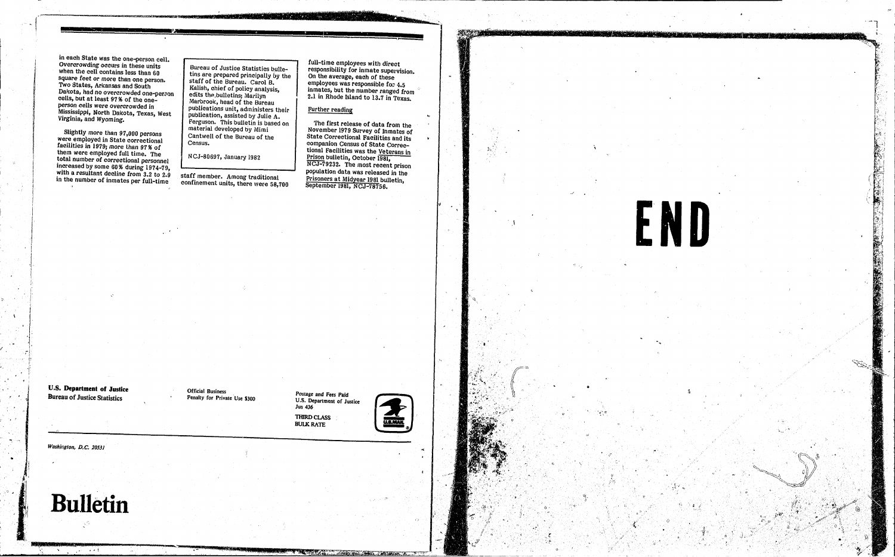in each State was the one-person cell. Overcrowding occurs in these units when the cell contains less than 60 square feet or more than one person. Two States, Arkansas and South Dakota, had no overcrowded one-person cells, but at least 97% of the one-person cells were overcrowded in Mississippi, North Dakota, Texas, West Virginia, and Wyoming.

Slightly more than 97,000 persons were employed in State correctional facilities in 1979; more than 97% of them were employed full time. The total number of correctional personnel increased by some 60% during 1974-79, with a resultant decline from 3.2 to 2.9 in the number of inmates per full-time staff member. Among traditional confinement units, there were 58,700 full-time employees with direct responsibility for inmate supervision. On the average, each of these employees was responsible for 4.5 inmates, but the number ranged from 2.1 in Rhode Island to 13.7 in Texas.

Bureau of Justice Statistics bulletins are prepared principally by the staff of the Bureau. Carol B. Kalish, chief of policy analysis, edits the bulletins; Marilyn Marbrook, head of the Bureau publications unit, administers their publication, assisted by Julie A. Ferguson. This bulletin is based on material developed by Mimi Cantwell of the Bureau of the Census.

NCJ-80697, January 1982

## Further reading

The first release of data from the November 1979 Survey of Inmates of State Correctional Facilities and its companion Census of State Correctional Facilities was the Veterans in Prison bulletin, October 1981, NCJ-79232. The most recent prison population data was released in the Prisoners at Midyear 1981 bulletin, September 1981, NCJ-78756.

**U.S. Department of Justice**
**Bureau of Justice Statistics**

Official Business
Penalty for Private Use $300

Postage and Fees Paid
U.S. Department of Justice
Jus 436

THIRD CLASS
BULK RATE

*Washington, D.C. 20531*

# Bulletin

END